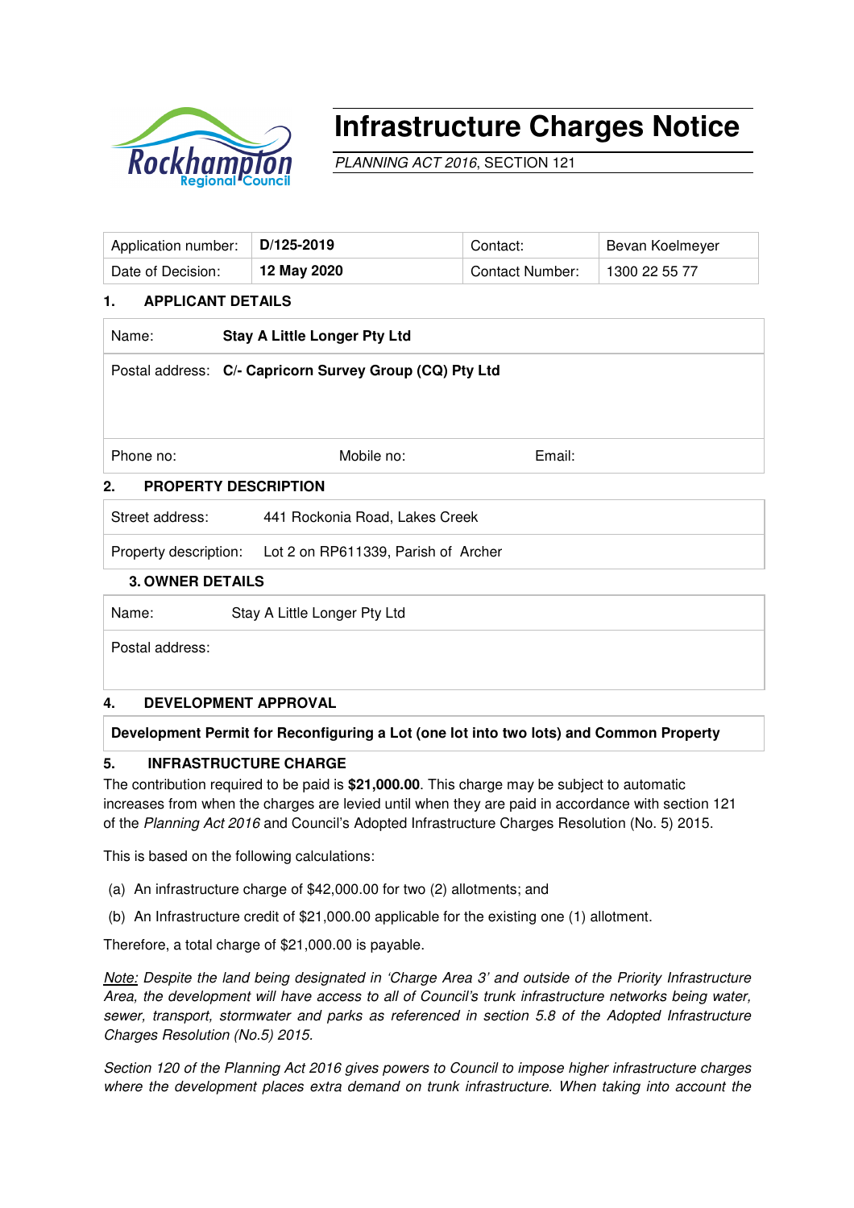# Infrastructure Charges Notice

*PLANNING ACT 2016*, SECTION 121

| Application number: | **D/125-2019** | Contact: | Bevan Koelmeyer |
|---|---|---|---|
| Date of Decision: | **12 May 2020** | Contact Number: | 1300 22 55 77 |

## 1. APPLICANT DETAILS

| | | | |
|---|---|---|---|
| Name: | **Stay A Little Longer Pty Ltd** | | |
| Postal address: | **C/- Capricorn Survey Group (CQ) Pty Ltd** | | |
| Phone no: | Mobile no: | Email: | |

## 2. PROPERTY DESCRIPTION

| | |
|---|---|
| Street address: | 441 Rockonia Road, Lakes Creek |
| Property description: | Lot 2 on RP611339, Parish of Archer |

## 3. OWNER DETAILS

| | |
|---|---|
| Name: | Stay A Little Longer Pty Ltd |
| Postal address: | |

## 4. DEVELOPMENT APPROVAL

**Development Permit for Reconfiguring a Lot (one lot into two lots) and Common Property**

## 5. INFRASTRUCTURE CHARGE

The contribution required to be paid is **$21,000.00**. This charge may be subject to automatic increases from when the charges are levied until when they are paid in accordance with section 121 of the *Planning Act 2016* and Council's Adopted Infrastructure Charges Resolution (No. 5) 2015.

This is based on the following calculations:

(a) An infrastructure charge of $42,000.00 for two (2) allotments; and

(b) An Infrastructure credit of $21,000.00 applicable for the existing one (1) allotment.

Therefore, a total charge of $21,000.00 is payable.

*Note: Despite the land being designated in 'Charge Area 3' and outside of the Priority Infrastructure Area, the development will have access to all of Council's trunk infrastructure networks being water, sewer, transport, stormwater and parks as referenced in section 5.8 of the Adopted Infrastructure Charges Resolution (No.5) 2015.*

*Section 120 of the Planning Act 2016 gives powers to Council to impose higher infrastructure charges where the development places extra demand on trunk infrastructure. When taking into account the*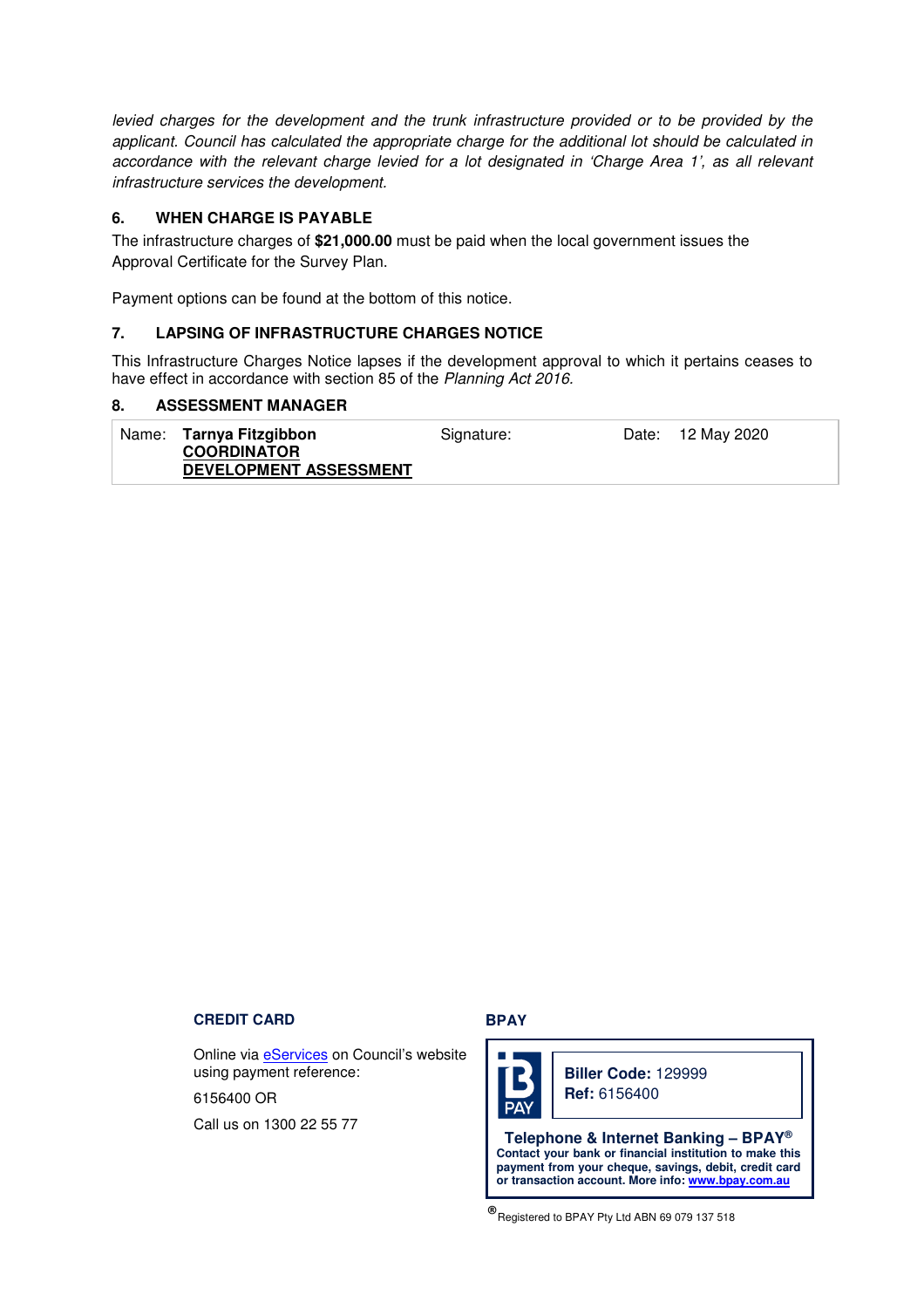*levied charges for the development and the trunk infrastructure provided or to be provided by the applicant. Council has calculated the appropriate charge for the additional lot should be calculated in accordance with the relevant charge levied for a lot designated in 'Charge Area 1', as all relevant infrastructure services the development.*

## 6. WHEN CHARGE IS PAYABLE

The infrastructure charges of **$21,000.00** must be paid when the local government issues the Approval Certificate for the Survey Plan.

Payment options can be found at the bottom of this notice.

## 7. LAPSING OF INFRASTRUCTURE CHARGES NOTICE

This Infrastructure Charges Notice lapses if the development approval to which it pertains ceases to have effect in accordance with section 85 of the *Planning Act 2016*.

## 8. ASSESSMENT MANAGER

| | | | |
|---|---|---|---|
| Name: **Tarnya Fitzgibbon** **COORDINATOR DEVELOPMENT ASSESSMENT** | Signature: | Date: | 12 May 2020 |

**CREDIT CARD**

Online via eServices on Council's website using payment reference:

6156400 OR

Call us on 1300 22 55 77

**BPAY**

**Biller Code:** 129999
**Ref:** 6156400

**Telephone & Internet Banking – BPAY®**
**Contact your bank or financial institution to make this payment from your cheque, savings, debit, credit card or transaction account. More info: www.bpay.com.au**

® Registered to BPAY Pty Ltd ABN 69 079 137 518